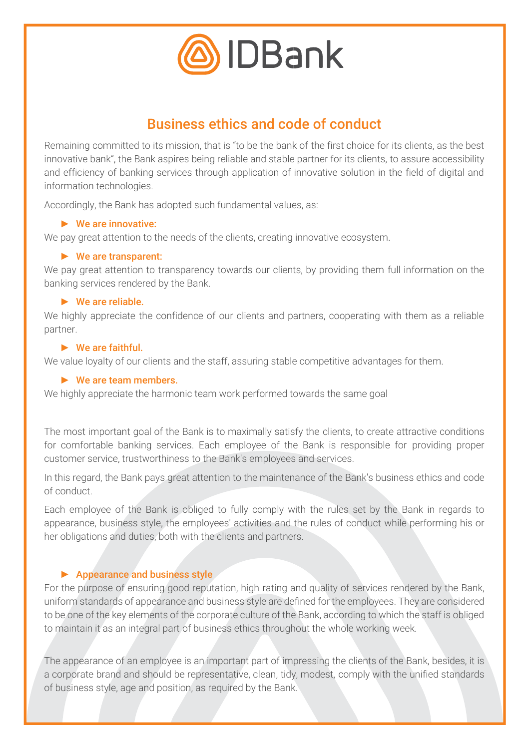IDBank

# Business ethics and code of conduct

Remaining committed to its mission, that is "to be the bank of the first choice for its clients, as the best innovative bank", the Bank aspires being reliable and stable partner for its clients, to assure accessibility and efficiency of banking services through application of innovative solution in the field of digital and information technologies.

Accordingly, the Bank has adopted such fundamental values, as:

► **We are innovative:**
We pay great attention to the needs of the clients, creating innovative ecosystem.

► **We are transparent:**
We pay great attention to transparency towards our clients, by providing them full information on the banking services rendered by the Bank.

► **We are reliable.**
We highly appreciate the confidence of our clients and partners, cooperating with them as a reliable partner.

► **We are faithful.**
We value loyalty of our clients and the staff, assuring stable competitive advantages for them.

► **We are team members.**
We highly appreciate the harmonic team work performed towards the same goal

The most important goal of the Bank is to maximally satisfy the clients, to create attractive conditions for comfortable banking services. Each employee of the Bank is responsible for providing proper customer service, trustworthiness to the Bank's employees and services.

In this regard, the Bank pays great attention to the maintenance of the Bank's business ethics and code of conduct.

Each employee of the Bank is obliged to fully comply with the rules set by the Bank in regards to appearance, business style, the employees' activities and the rules of conduct while performing his or her obligations and duties, both with the clients and partners.

## ► Appearance and business style

For the purpose of ensuring good reputation, high rating and quality of services rendered by the Bank, uniform standards of appearance and business style are defined for the employees. They are considered to be one of the key elements of the corporate culture of the Bank, according to which the staff is obliged to maintain it as an integral part of business ethics throughout the whole working week.

The appearance of an employee is an important part of impressing the clients of the Bank, besides, it is a corporate brand and should be representative, clean, tidy, modest, comply with the unified standards of business style, age and position, as required by the Bank.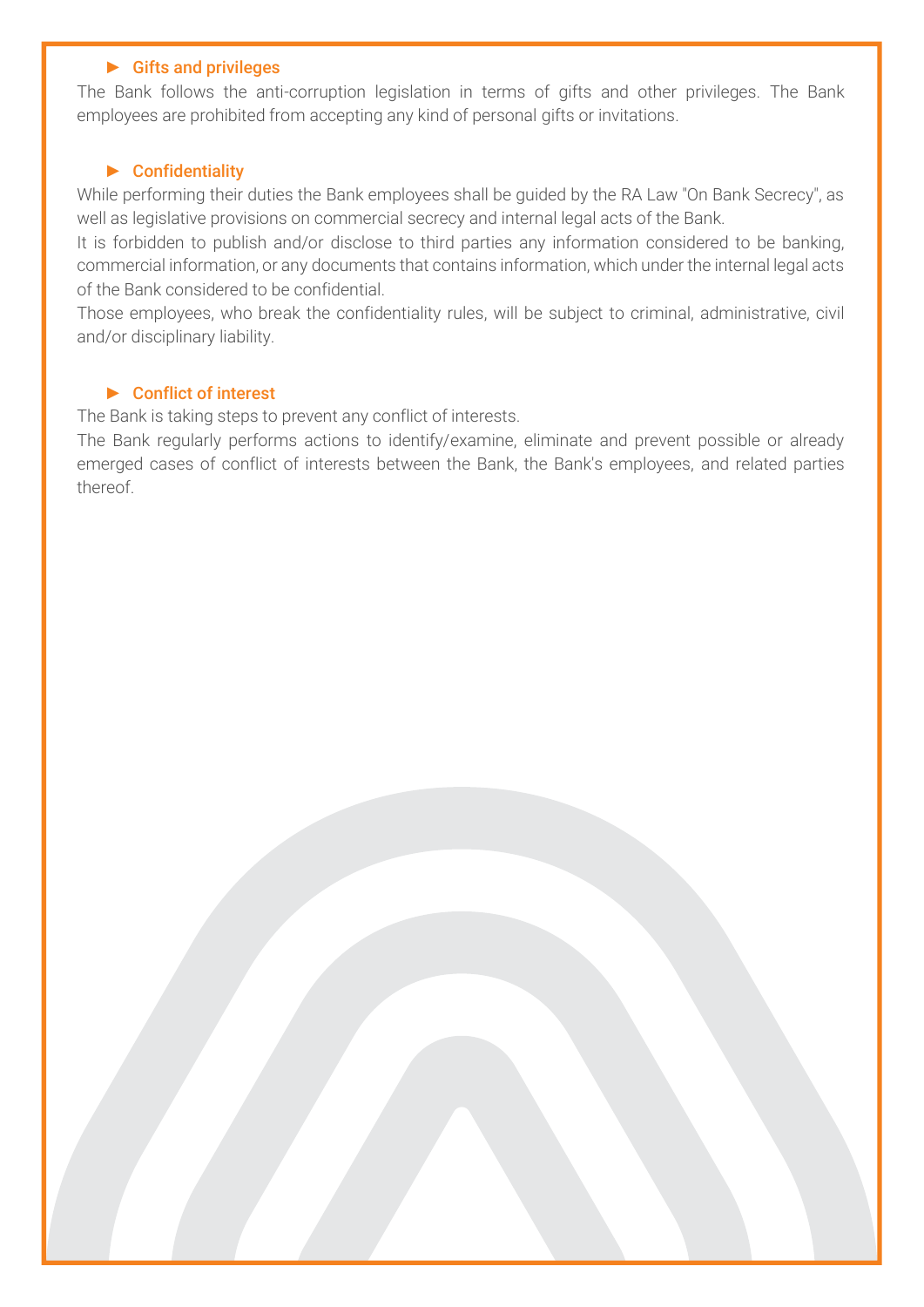### Gifts and privileges

The Bank follows the anti-corruption legislation in terms of gifts and other privileges. The Bank employees are prohibited from accepting any kind of personal gifts or invitations.

### Confidentiality

While performing their duties the Bank employees shall be guided by the RA Law "On Bank Secrecy", as well as legislative provisions on commercial secrecy and internal legal acts of the Bank.

It is forbidden to publish and/or disclose to third parties any information considered to be banking, commercial information, or any documents that contains information, which under the internal legal acts of the Bank considered to be confidential.

Those employees, who break the confidentiality rules, will be subject to criminal, administrative, civil and/or disciplinary liability.

### Conflict of interest

The Bank is taking steps to prevent any conflict of interests.

The Bank regularly performs actions to identify/examine, eliminate and prevent possible or already emerged cases of conflict of interests between the Bank, the Bank's employees, and related parties thereof.